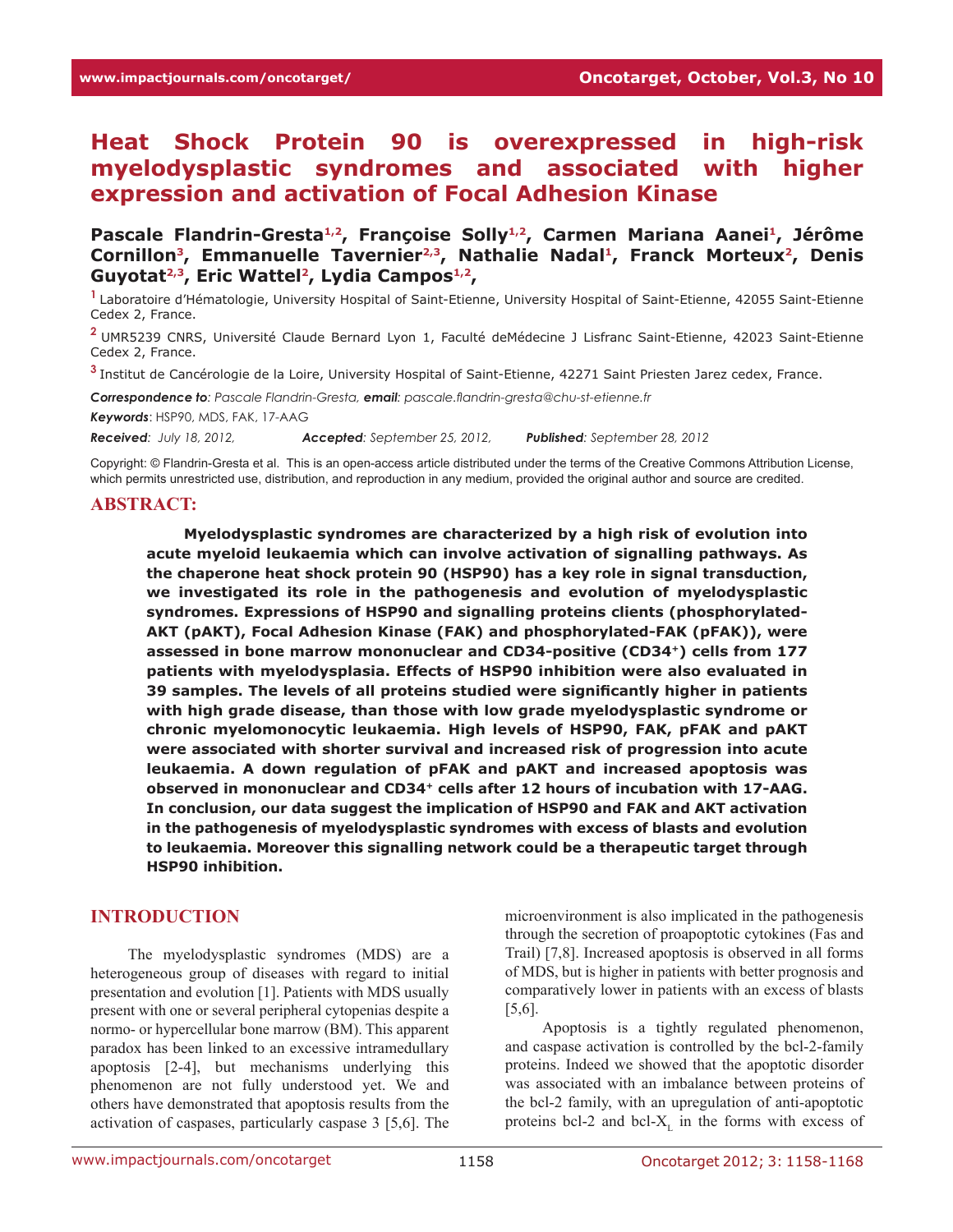# Heat Shock Protein 90 is overexpressed in high-risk myelodysplastic syndromes and associated with higher expression and activation of Focal Adhesion Kinase

**Pascale Flandrin-Gresta[1,2], Françoise Solly[1,2], Carmen Mariana Aanei[1], Jérôme Cornillon[3], Emmanuelle Tavernier[2,3], Nathalie Nadal[1], Franck Morteux[2], Denis Guyotat[2,3], Eric Wattel[2], Lydia Campos[1,2],**

[1] Laboratoire d'Hématologie, University Hospital of Saint-Etienne, University Hospital of Saint-Etienne, 42055 Saint-Etienne Cedex 2, France.

[2] UMR5239 CNRS, Université Claude Bernard Lyon 1, Faculté deMédecine J Lisfranc Saint-Etienne, 42023 Saint-Etienne Cedex 2, France.

[3] Institut de Cancérologie de la Loire, University Hospital of Saint-Etienne, 42271 Saint Priesten Jarez cedex, France.

***Correspondence to****: Pascale Flandrin-Gresta,* ***email****: pascale.flandrin-gresta@chu-st-etienne.fr*

***Keywords***: HSP90, MDS, FAK, 17-AAG

***Received****: July 18, 2012,* ***Accepted****: September 25, 2012,* ***Published****: September 28, 2012*

Copyright: © Flandrin-Gresta et al. This is an open-access article distributed under the terms of the Creative Commons Attribution License, which permits unrestricted use, distribution, and reproduction in any medium, provided the original author and source are credited.

## ABSTRACT:

**Myelodysplastic syndromes are characterized by a high risk of evolution into acute myeloid leukaemia which can involve activation of signalling pathways. As the chaperone heat shock protein 90 (HSP90) has a key role in signal transduction, we investigated its role in the pathogenesis and evolution of myelodysplastic syndromes. Expressions of HSP90 and signalling proteins clients (phosphorylated-AKT (pAKT), Focal Adhesion Kinase (FAK) and phosphorylated-FAK (pFAK)), were assessed in bone marrow mononuclear and CD34-positive (CD34⁺) cells from 177 patients with myelodysplasia. Effects of HSP90 inhibition were also evaluated in 39 samples. The levels of all proteins studied were significantly higher in patients with high grade disease, than those with low grade myelodysplastic syndrome or chronic myelomonocytic leukaemia. High levels of HSP90, FAK, pFAK and pAKT were associated with shorter survival and increased risk of progression into acute leukaemia. A down regulation of pFAK and pAKT and increased apoptosis was observed in mononuclear and CD34⁺ cells after 12 hours of incubation with 17-AAG. In conclusion, our data suggest the implication of HSP90 and FAK and AKT activation in the pathogenesis of myelodysplastic syndromes with excess of blasts and evolution to leukaemia. Moreover this signalling network could be a therapeutic target through HSP90 inhibition.**

## INTRODUCTION

The myelodysplastic syndromes (MDS) are a heterogeneous group of diseases with regard to initial presentation and evolution [1]. Patients with MDS usually present with one or several peripheral cytopenias despite a normo- or hypercellular bone marrow (BM). This apparent paradox has been linked to an excessive intramedullary apoptosis [2-4], but mechanisms underlying this phenomenon are not fully understood yet. We and others have demonstrated that apoptosis results from the activation of caspases, particularly caspase 3 [5,6]. The microenvironment is also implicated in the pathogenesis through the secretion of proapoptotic cytokines (Fas and Trail) [7,8]. Increased apoptosis is observed in all forms of MDS, but is higher in patients with better prognosis and comparatively lower in patients with an excess of blasts [5,6].

Apoptosis is a tightly regulated phenomenon, and caspase activation is controlled by the bcl-2-family proteins. Indeed we showed that the apoptotic disorder was associated with an imbalance between proteins of the bcl-2 family, with an upregulation of anti-apoptotic proteins bcl-2 and bcl-$X_L$ in the forms with excess of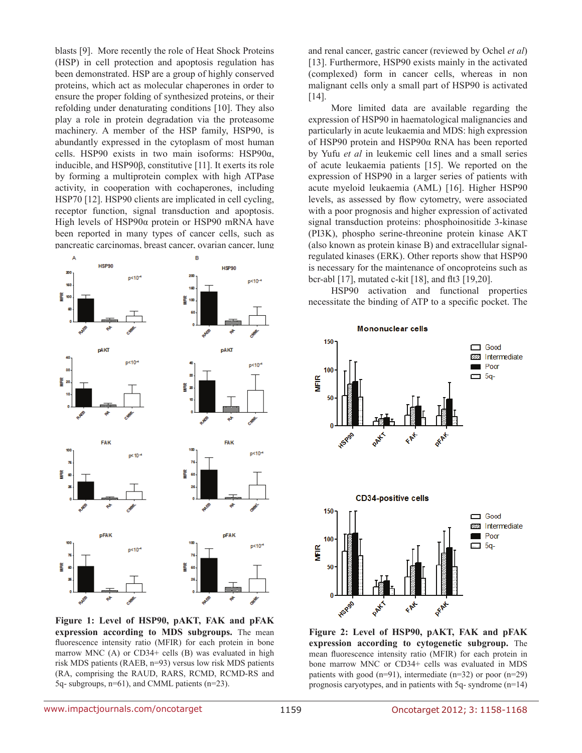blasts [9]. More recently the role of Heat Shock Proteins (HSP) in cell protection and apoptosis regulation has been demonstrated. HSP are a group of highly conserved proteins, which act as molecular chaperones in order to ensure the proper folding of synthesized proteins, or their refolding under denaturating conditions [10]. They also play a role in protein degradation via the proteasome machinery. A member of the HSP family, HSP90, is abundantly expressed in the cytoplasm of most human cells. HSP90 exists in two main isoforms: HSP90α, inducible, and HSP90β, constitutive [11]. It exerts its role by forming a multiprotein complex with high ATPase activity, in cooperation with cochaperones, including HSP70 [12]. HSP90 clients are implicated in cell cycling, receptor function, signal transduction and apoptosis. High levels of HSP90α protein or HSP90 mRNA have been reported in many types of cancer cells, such as pancreatic carcinomas, breast cancer, ovarian cancer, lung and renal cancer, gastric cancer (reviewed by Ochel *et al*) [13]. Furthermore, HSP90 exists mainly in the activated (complexed) form in cancer cells, whereas in non malignant cells only a small part of HSP90 is activated [14].

More limited data are available regarding the expression of HSP90 in haematological malignancies and particularly in acute leukaemia and MDS: high expression of HSP90 protein and HSP90α RNA has been reported by Yufu *et al* in leukemic cell lines and a small series of acute leukaemia patients [15]. We reported on the expression of HSP90 in a larger series of patients with acute myeloid leukaemia (AML) [16]. Higher HSP90 levels, as assessed by flow cytometry, were associated with a poor prognosis and higher expression of activated signal transduction proteins: phosphoinositide 3-kinase (PI3K), phospho serine-threonine protein kinase AKT (also known as protein kinase B) and extracellular signal-regulated kinases (ERK). Other reports show that HSP90 is necessary for the maintenance of oncoproteins such as bcr-abl [17], mutated c-kit [18], and flt3 [19,20].

HSP90 activation and functional properties necessitate the binding of ATP to a specific pocket. The

**Figure 1: Level of HSP90, pAKT, FAK and pFAK expression according to MDS subgroups.** The mean fluorescence intensity ratio (MFIR) for each protein in bone marrow MNC (A) or CD34+ cells (B) was evaluated in high risk MDS patients (RAEB, n=93) versus low risk MDS patients (RA, comprising the RAUD, RARS, RCMD, RCMD-RS and 5q- subgroups, n=61), and CMML patients (n=23).

**Figure 2: Level of HSP90, pAKT, FAK and pFAK expression according to cytogenetic subgroup.** The mean fluorescence intensity ratio (MFIR) for each protein in bone marrow MNC or CD34+ cells was evaluated in MDS patients with good (n=91), intermediate (n=32) or poor (n=29) prognosis caryotypes, and in patients with 5q- syndrome (n=14)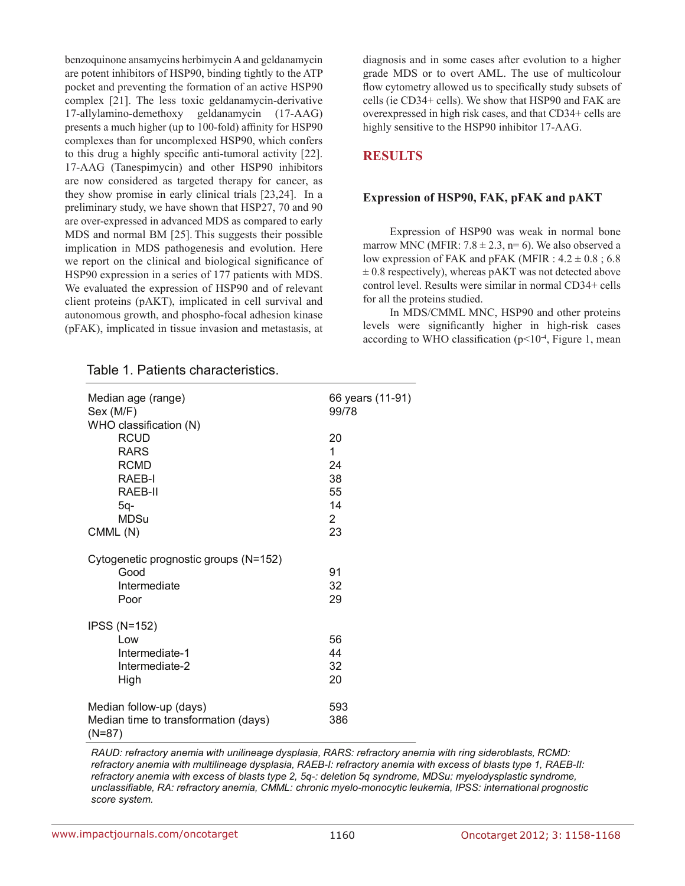benzoquinone ansamycins herbimycin A and geldanamycin are potent inhibitors of HSP90, binding tightly to the ATP pocket and preventing the formation of an active HSP90 complex [21]. The less toxic geldanamycin-derivative 17-allylamino-demethoxy geldanamycin (17-AAG) presents a much higher (up to 100-fold) affinity for HSP90 complexes than for uncomplexed HSP90, which confers to this drug a highly specific anti-tumoral activity [22]. 17-AAG (Tanespimycin) and other HSP90 inhibitors are now considered as targeted therapy for cancer, as they show promise in early clinical trials [23,24]. In a preliminary study, we have shown that HSP27, 70 and 90 are over-expressed in advanced MDS as compared to early MDS and normal BM [25]. This suggests their possible implication in MDS pathogenesis and evolution. Here we report on the clinical and biological significance of HSP90 expression in a series of 177 patients with MDS. We evaluated the expression of HSP90 and of relevant client proteins (pAKT), implicated in cell survival and autonomous growth, and phospho-focal adhesion kinase (pFAK), implicated in tissue invasion and metastasis, at diagnosis and in some cases after evolution to a higher grade MDS or to overt AML. The use of multicolour flow cytometry allowed us to specifically study subsets of cells (ie CD34+ cells). We show that HSP90 and FAK are overexpressed in high risk cases, and that CD34+ cells are highly sensitive to the HSP90 inhibitor 17-AAG.

## RESULTS

### Expression of HSP90, FAK, pFAK and pAKT

Expression of HSP90 was weak in normal bone marrow MNC (MFIR: $7.8 \pm 2.3$, n= 6). We also observed a low expression of FAK and pFAK (MFIR : $4.2 \pm 0.8$ ; $6.8 \pm 0.8$ respectively), whereas pAKT was not detected above control level. Results were similar in normal CD34+ cells for all the proteins studied.

In MDS/CMML MNC, HSP90 and other proteins levels were significantly higher in high-risk cases according to WHO classification ($p<10^{-4}$, Figure 1, mean

Table 1. Patients characteristics.

| | |
|---|---|
| Median age (range) | 66 years (11-91) |
| Sex (M/F) | 99/78 |
| WHO classification (N) | |
| RCUD | 20 |
| RARS | 1 |
| RCMD | 24 |
| RAEB-I | 38 |
| RAEB-II | 55 |
| 5q- | 14 |
| MDSu | 2 |
| CMML (N) | 23 |
| Cytogenetic prognostic groups (N=152) | |
| Good | 91 |
| Intermediate | 32 |
| Poor | 29 |
| IPSS (N=152) | |
| Low | 56 |
| Intermediate-1 | 44 |
| Intermediate-2 | 32 |
| High | 20 |
| Median follow-up (days) | 593 |
| Median time to transformation (days) (N=87) | 386 |

*RAUD: refractory anemia with unilineage dysplasia, RARS: refractory anemia with ring sideroblasts, RCMD: refractory anemia with multilineage dysplasia, RAEB-I: refractory anemia with excess of blasts type 1, RAEB-II: refractory anemia with excess of blasts type 2, 5q-: deletion 5q syndrome, MDSu: myelodysplastic syndrome, unclassifiable, RA: refractory anemia, CMML: chronic myelo-monocytic leukemia, IPSS: international prognostic score system.*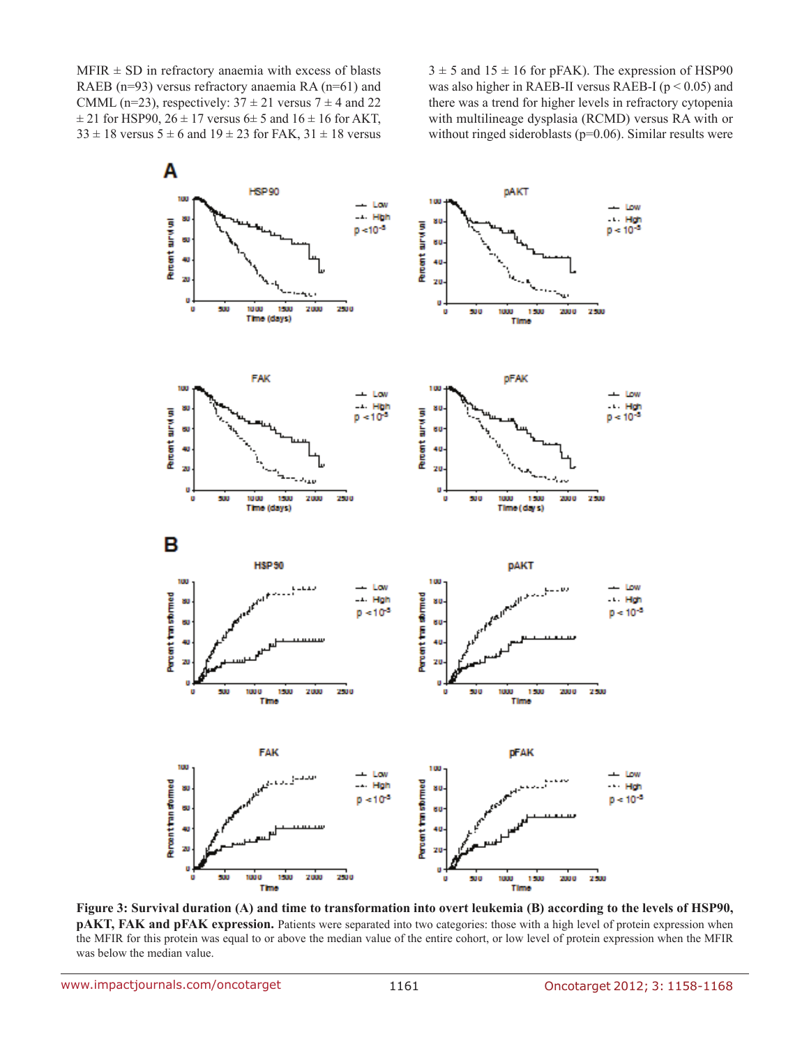MFIR ± SD in refractory anaemia with excess of blasts RAEB (n=93) versus refractory anaemia RA (n=61) and CMML (n=23), respectively: 37 ± 21 versus 7 ± 4 and 22 ± 21 for HSP90, 26 ± 17 versus 6± 5 and 16 ± 16 for AKT, 33 ± 18 versus 5 ± 6 and 19 ± 23 for FAK, 31 ± 18 versus 3 ± 5 and 15 ± 16 for pFAK). The expression of HSP90 was also higher in RAEB-II versus RAEB-I ($p < 0.05$) and there was a trend for higher levels in refractory cytopenia with multilineage dysplasia (RCMD) versus RA with or without ringed sideroblasts (p=0.06). Similar results were

**Figure 3: Survival duration (A) and time to transformation into overt leukemia (B) according to the levels of HSP90, pAKT, FAK and pFAK expression.** Patients were separated into two categories: those with a high level of protein expression when the MFIR for this protein was equal to or above the median value of the entire cohort, or low level of protein expression when the MFIR was below the median value.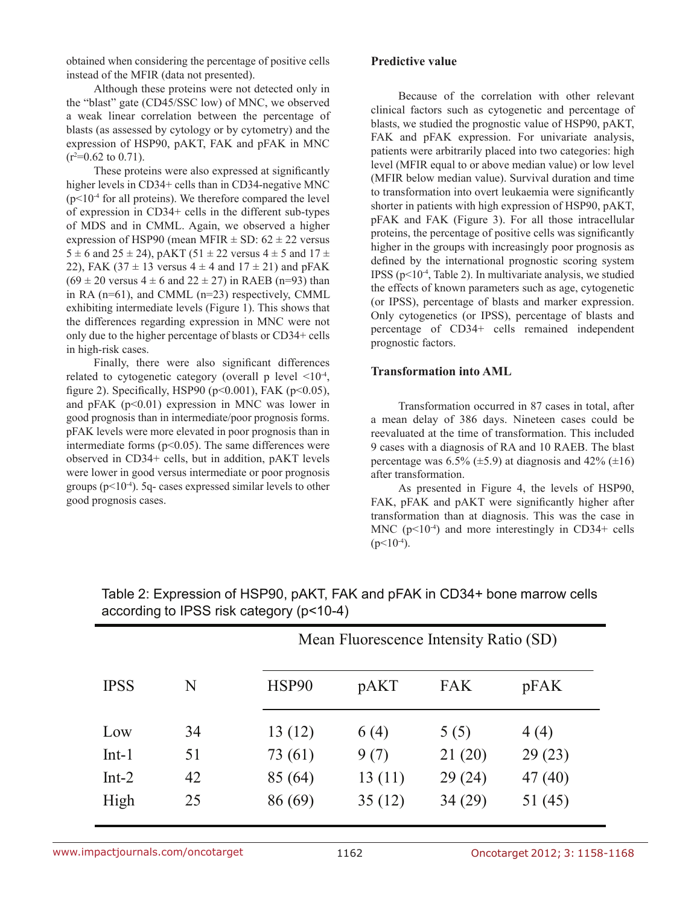obtained when considering the percentage of positive cells instead of the MFIR (data not presented).

Although these proteins were not detected only in the "blast" gate (CD45/SSC low) of MNC, we observed a weak linear correlation between the percentage of blasts (as assessed by cytology or by cytometry) and the expression of HSP90, pAKT, FAK and pFAK in MNC ($r^2$=0.62 to 0.71).

These proteins were also expressed at significantly higher levels in CD34+ cells than in CD34-negative MNC ($p<10^{-4}$ for all proteins). We therefore compared the level of expression in CD34+ cells in the different sub-types of MDS and in CMML. Again, we observed a higher expression of HSP90 (mean MFIR ± SD: 62 ± 22 versus 5 ± 6 and 25 ± 24), pAKT (51 ± 22 versus 4 ± 5 and 17 ± 22), FAK (37 ± 13 versus 4 ± 4 and 17 ± 21) and pFAK (69 ± 20 versus 4 ± 6 and 22 ± 27) in RAEB (n=93) than in RA (n=61), and CMML (n=23) respectively, CMML exhibiting intermediate levels (Figure 1). This shows that the differences regarding expression in MNC were not only due to the higher percentage of blasts or CD34+ cells in high-risk cases.

Finally, there were also significant differences related to cytogenetic category (overall p level $<10^{-4}$, figure 2). Specifically, HSP90 ($p<0.001$), FAK ($p<0.05$), and pFAK ($p<0.01$) expression in MNC was lower in good prognosis than in intermediate/poor prognosis forms. pFAK levels were more elevated in poor prognosis than in intermediate forms ($p<0.05$). The same differences were observed in CD34+ cells, but in addition, pAKT levels were lower in good versus intermediate or poor prognosis groups ($p<10^{-4}$). 5q- cases expressed similar levels to other good prognosis cases.

**Predictive value**

Because of the correlation with other relevant clinical factors such as cytogenetic and percentage of blasts, we studied the prognostic value of HSP90, pAKT, FAK and pFAK expression. For univariate analysis, patients were arbitrarily placed into two categories: high level (MFIR equal to or above median value) or low level (MFIR below median value). Survival duration and time to transformation into overt leukaemia were significantly shorter in patients with high expression of HSP90, pAKT, pFAK and FAK (Figure 3). For all those intracellular proteins, the percentage of positive cells was significantly higher in the groups with increasingly poor prognosis as defined by the international prognostic scoring system IPSS ($p<10^{-4}$, Table 2). In multivariate analysis, we studied the effects of known parameters such as age, cytogenetic (or IPSS), percentage of blasts and marker expression. Only cytogenetics (or IPSS), percentage of blasts and percentage of CD34+ cells remained independent prognostic factors.

**Transformation into AML**

Transformation occurred in 87 cases in total, after a mean delay of 386 days. Nineteen cases could be reevaluated at the time of transformation. This included 9 cases with a diagnosis of RA and 10 RAEB. The blast percentage was 6.5% (±5.9) at diagnosis and 42% (±16) after transformation.

As presented in Figure 4, the levels of HSP90, FAK, pFAK and pAKT were significantly higher after transformation than at diagnosis. This was the case in MNC ($p<10^{-4}$) and more interestingly in CD34+ cells ($p<10^{-4}$).

Table 2: Expression of HSP90, pAKT, FAK and pFAK in CD34+ bone marrow cells according to IPSS risk category (p<10-4)

| | | Mean Fluorescence Intensity Ratio (SD) | | | |
|---|---|---|---|---|---|
| IPSS | N | HSP90 | pAKT | FAK | pFAK |
| Low | 34 | 13 (12) | 6 (4) | 5 (5) | 4 (4) |
| Int-1 | 51 | 73 (61) | 9 (7) | 21 (20) | 29 (23) |
| Int-2 | 42 | 85 (64) | 13 (11) | 29 (24) | 47 (40) |
| High | 25 | 86 (69) | 35 (12) | 34 (29) | 51 (45) |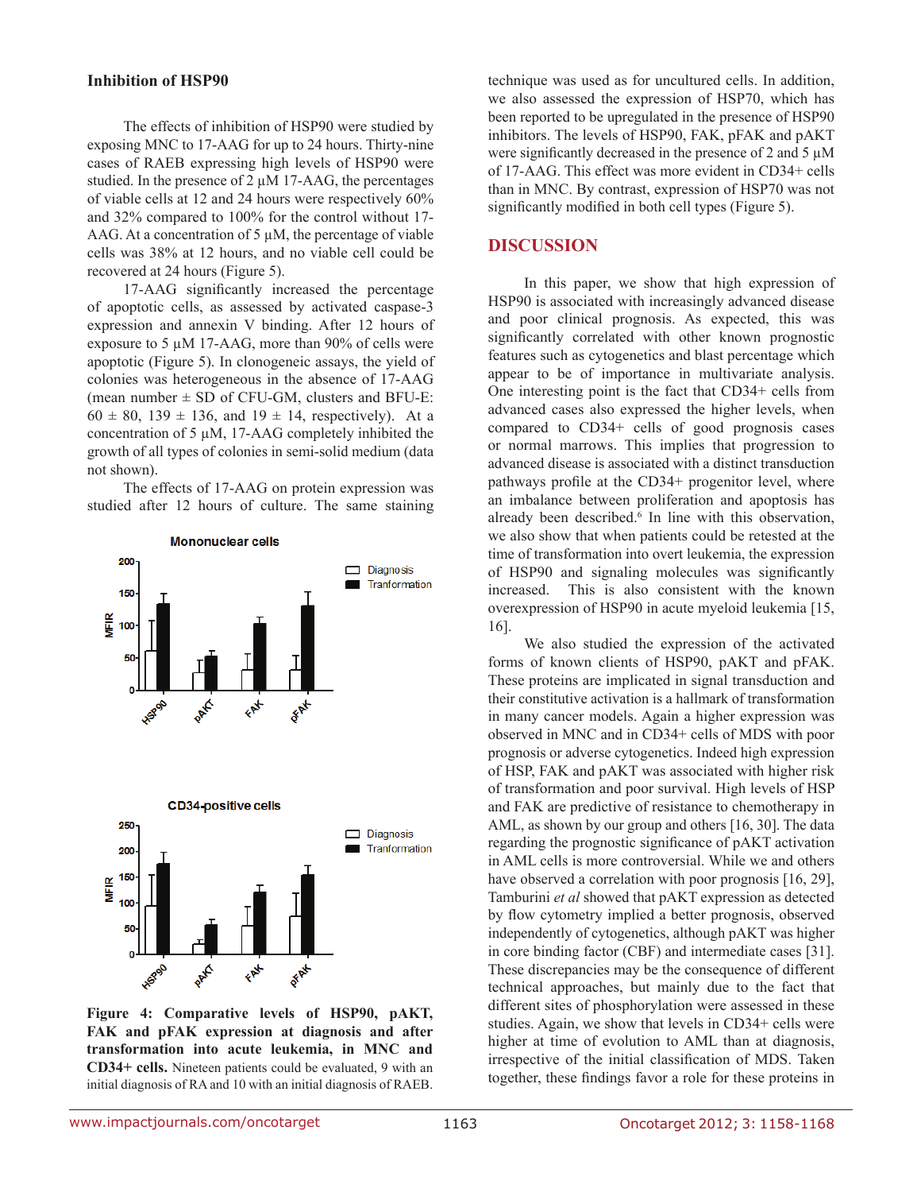### Inhibition of HSP90

The effects of inhibition of HSP90 were studied by exposing MNC to 17-AAG for up to 24 hours. Thirty-nine cases of RAEB expressing high levels of HSP90 were studied. In the presence of 2 µM 17-AAG, the percentages of viable cells at 12 and 24 hours were respectively 60% and 32% compared to 100% for the control without 17-AAG. At a concentration of 5 µM, the percentage of viable cells was 38% at 12 hours, and no viable cell could be recovered at 24 hours (Figure 5).

17-AAG significantly increased the percentage of apoptotic cells, as assessed by activated caspase-3 expression and annexin V binding. After 12 hours of exposure to 5 µM 17-AAG, more than 90% of cells were apoptotic (Figure 5). In clonogeneic assays, the yield of colonies was heterogeneous in the absence of 17-AAG (mean number ± SD of CFU-GM, clusters and BFU-E: 60 ± 80, 139 ± 136, and 19 ± 14, respectively). At a concentration of 5 µM, 17-AAG completely inhibited the growth of all types of colonies in semi-solid medium (data not shown).

The effects of 17-AAG on protein expression was studied after 12 hours of culture. The same staining technique was used as for uncultured cells. In addition, we also assessed the expression of HSP70, which has been reported to be upregulated in the presence of HSP90 inhibitors. The levels of HSP90, FAK, pFAK and pAKT were significantly decreased in the presence of 2 and 5 µM of 17-AAG. This effect was more evident in CD34+ cells than in MNC. By contrast, expression of HSP70 was not significantly modified in both cell types (Figure 5).

**Figure 4: Comparative levels of HSP90, pAKT, FAK and pFAK expression at diagnosis and after transformation into acute leukemia, in MNC and CD34+ cells.** Nineteen patients could be evaluated, 9 with an initial diagnosis of RA and 10 with an initial diagnosis of RAEB.

## DISCUSSION

In this paper, we show that high expression of HSP90 is associated with increasingly advanced disease and poor clinical prognosis. As expected, this was significantly correlated with other known prognostic features such as cytogenetics and blast percentage which appear to be of importance in multivariate analysis. One interesting point is the fact that CD34+ cells from advanced cases also expressed the higher levels, when compared to CD34+ cells of good prognosis cases or normal marrows. This implies that progression to advanced disease is associated with a distinct transduction pathways profile at the CD34+ progenitor level, where an imbalance between proliferation and apoptosis has already been described.[6] In line with this observation, we also show that when patients could be retested at the time of transformation into overt leukemia, the expression of HSP90 and signaling molecules was significantly increased. This is also consistent with the known overexpression of HSP90 in acute myeloid leukemia [15, 16].

We also studied the expression of the activated forms of known clients of HSP90, pAKT and pFAK. These proteins are implicated in signal transduction and their constitutive activation is a hallmark of transformation in many cancer models. Again a higher expression was observed in MNC and in CD34+ cells of MDS with poor prognosis or adverse cytogenetics. Indeed high expression of HSP, FAK and pAKT was associated with higher risk of transformation and poor survival. High levels of HSP and FAK are predictive of resistance to chemotherapy in AML, as shown by our group and others [16, 30]. The data regarding the prognostic significance of pAKT activation in AML cells is more controversial. While we and others have observed a correlation with poor prognosis [16, 29], Tamburini *et al* showed that pAKT expression as detected by flow cytometry implied a better prognosis, observed independently of cytogenetics, although pAKT was higher in core binding factor (CBF) and intermediate cases [31]. These discrepancies may be the consequence of different technical approaches, but mainly due to the fact that different sites of phosphorylation were assessed in these studies. Again, we show that levels in CD34+ cells were higher at time of evolution to AML than at diagnosis, irrespective of the initial classification of MDS. Taken together, these findings favor a role for these proteins in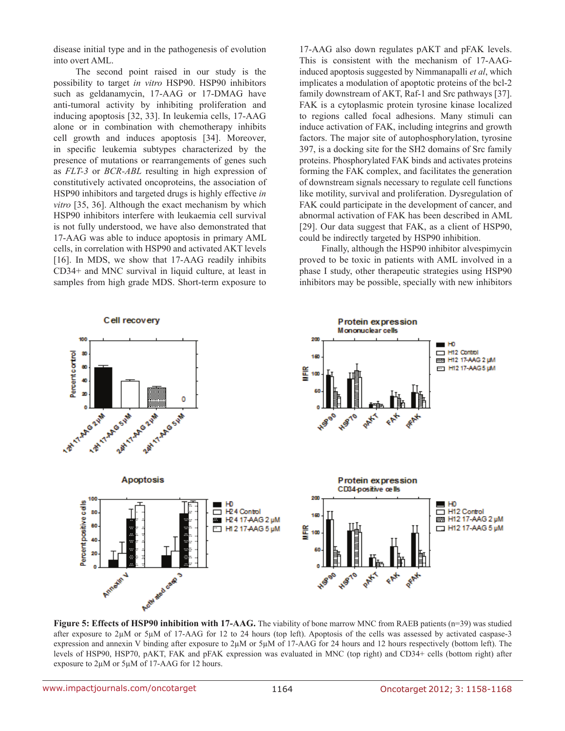disease initial type and in the pathogenesis of evolution into overt AML.

The second point raised in our study is the possibility to target *in vitro* HSP90. HSP90 inhibitors such as geldanamycin, 17-AAG or 17-DMAG have anti-tumoral activity by inhibiting proliferation and inducing apoptosis [32, 33]. In leukemia cells, 17-AAG alone or in combination with chemotherapy inhibits cell growth and induces apoptosis [34]. Moreover, in specific leukemia subtypes characterized by the presence of mutations or rearrangements of genes such as *FLT-3* or *BCR-ABL* resulting in high expression of constitutively activated oncoproteins, the association of HSP90 inhibitors and targeted drugs is highly effective *in vitro* [35, 36]. Although the exact mechanism by which HSP90 inhibitors interfere with leukaemia cell survival is not fully understood, we have also demonstrated that 17-AAG was able to induce apoptosis in primary AML cells, in correlation with HSP90 and activated AKT levels [16]. In MDS, we show that 17-AAG readily inhibits CD34+ and MNC survival in liquid culture, at least in samples from high grade MDS. Short-term exposure to 17-AAG also down regulates pAKT and pFAK levels. This is consistent with the mechanism of 17-AAG-induced apoptosis suggested by Nimmanapalli *et al*, which implicates a modulation of apoptotic proteins of the bcl-2 family downstream of AKT, Raf-1 and Src pathways [37]. FAK is a cytoplasmic protein tyrosine kinase localized to regions called focal adhesions. Many stimuli can induce activation of FAK, including integrins and growth factors. The major site of autophosphorylation, tyrosine 397, is a docking site for the SH2 domains of Src family proteins. Phosphorylated FAK binds and activates proteins forming the FAK complex, and facilitates the generation of downstream signals necessary to regulate cell functions like motility, survival and proliferation. Dysregulation of FAK could participate in the development of cancer, and abnormal activation of FAK has been described in AML [29]. Our data suggest that FAK, as a client of HSP90, could be indirectly targeted by HSP90 inhibition.

Finally, although the HSP90 inhibitor alvespimycin proved to be toxic in patients with AML involved in a phase I study, other therapeutic strategies using HSP90 inhibitors may be possible, specially with new inhibitors

**Figure 5: Effects of HSP90 inhibition with 17-AAG.** The viability of bone marrow MNC from RAEB patients (n=39) was studied after exposure to 2µM or 5µM of 17-AAG for 12 to 24 hours (top left). Apoptosis of the cells was assessed by activated caspase-3 expression and annexin V binding after exposure to 2µM or 5µM of 17-AAG for 24 hours and 12 hours respectively (bottom left). The levels of HSP90, HSP70, pAKT, FAK and pFAK expression was evaluated in MNC (top right) and CD34+ cells (bottom right) after exposure to 2µM or 5µM of 17-AAG for 12 hours.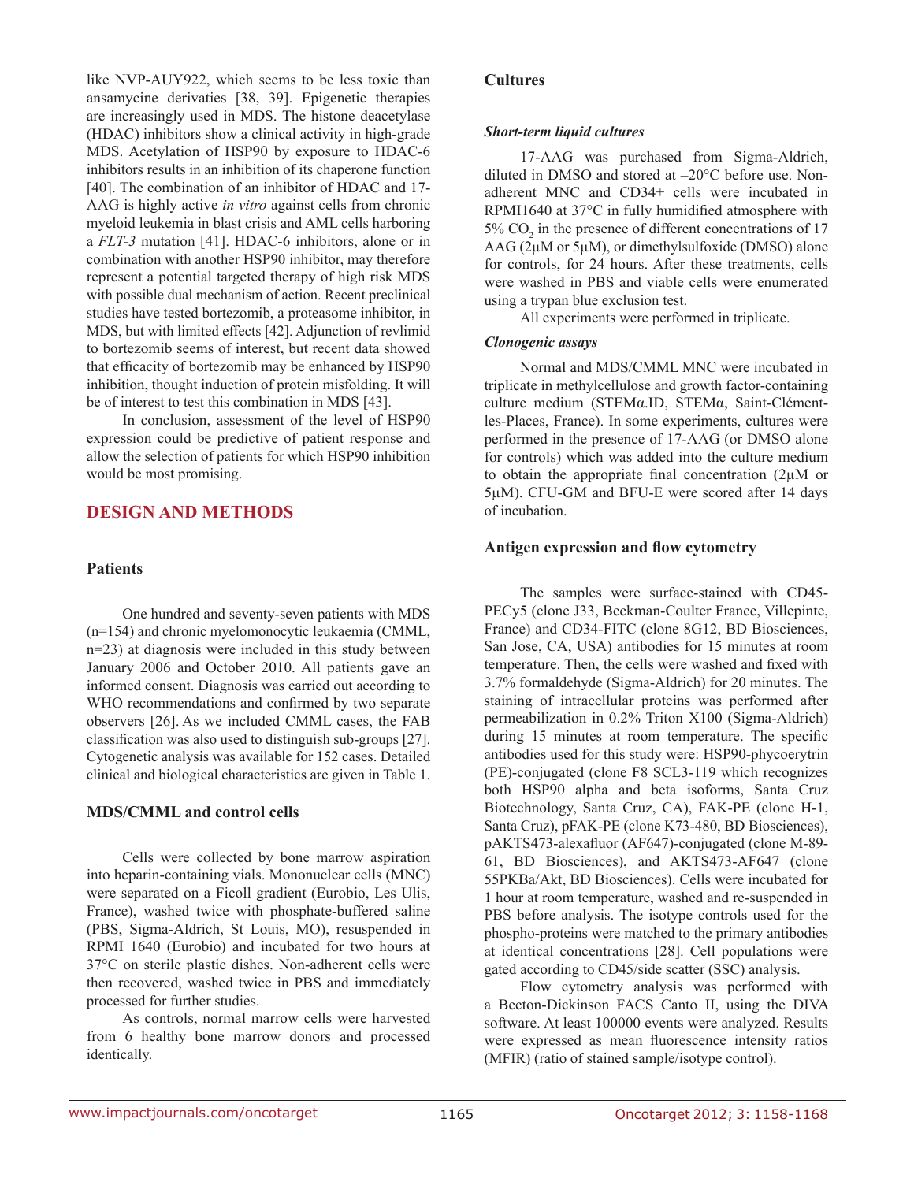like NVP-AUY922, which seems to be less toxic than ansamycine derivaties [38, 39]. Epigenetic therapies are increasingly used in MDS. The histone deacetylase (HDAC) inhibitors show a clinical activity in high-grade MDS. Acetylation of HSP90 by exposure to HDAC-6 inhibitors results in an inhibition of its chaperone function [40]. The combination of an inhibitor of HDAC and 17-AAG is highly active *in vitro* against cells from chronic myeloid leukemia in blast crisis and AML cells harboring a *FLT-3* mutation [41]. HDAC-6 inhibitors, alone or in combination with another HSP90 inhibitor, may therefore represent a potential targeted therapy of high risk MDS with possible dual mechanism of action. Recent preclinical studies have tested bortezomib, a proteasome inhibitor, in MDS, but with limited effects [42]. Adjunction of revlimid to bortezomib seems of interest, but recent data showed that efficacity of bortezomib may be enhanced by HSP90 inhibition, thought induction of protein misfolding. It will be of interest to test this combination in MDS [43].

In conclusion, assessment of the level of HSP90 expression could be predictive of patient response and allow the selection of patients for which HSP90 inhibition would be most promising.

## DESIGN AND METHODS

### Patients

One hundred and seventy-seven patients with MDS (n=154) and chronic myelomonocytic leukaemia (CMML, n=23) at diagnosis were included in this study between January 2006 and October 2010. All patients gave an informed consent. Diagnosis was carried out according to WHO recommendations and confirmed by two separate observers [26]. As we included CMML cases, the FAB classification was also used to distinguish sub-groups [27]. Cytogenetic analysis was available for 152 cases. Detailed clinical and biological characteristics are given in Table 1.

### MDS/CMML and control cells

Cells were collected by bone marrow aspiration into heparin-containing vials. Mononuclear cells (MNC) were separated on a Ficoll gradient (Eurobio, Les Ulis, France), washed twice with phosphate-buffered saline (PBS, Sigma-Aldrich, St Louis, MO), resuspended in RPMI 1640 (Eurobio) and incubated for two hours at 37°C on sterile plastic dishes. Non-adherent cells were then recovered, washed twice in PBS and immediately processed for further studies.

As controls, normal marrow cells were harvested from 6 healthy bone marrow donors and processed identically.

### Cultures

#### *Short-term liquid cultures*

17-AAG was purchased from Sigma-Aldrich, diluted in DMSO and stored at –20°C before use. Non-adherent MNC and CD34+ cells were incubated in RPMI1640 at 37°C in fully humidified atmosphere with 5% $CO_2$ in the presence of different concentrations of 17 AAG (2µM or 5µM), or dimethylsulfoxide (DMSO) alone for controls, for 24 hours. After these treatments, cells were washed in PBS and viable cells were enumerated using a trypan blue exclusion test.

All experiments were performed in triplicate.

#### *Clonogenic assays*

Normal and MDS/CMML MNC were incubated in triplicate in methylcellulose and growth factor-containing culture medium (STEMα.ID, STEMα, Saint-Clément-les-Places, France). In some experiments, cultures were performed in the presence of 17-AAG (or DMSO alone for controls) which was added into the culture medium to obtain the appropriate final concentration (2µM or 5µM). CFU-GM and BFU-E were scored after 14 days of incubation.

### Antigen expression and flow cytometry

The samples were surface-stained with CD45-PECy5 (clone J33, Beckman-Coulter France, Villepinte, France) and CD34-FITC (clone 8G12, BD Biosciences, San Jose, CA, USA) antibodies for 15 minutes at room temperature. Then, the cells were washed and fixed with 3.7% formaldehyde (Sigma-Aldrich) for 20 minutes. The staining of intracellular proteins was performed after permeabilization in 0.2% Triton X100 (Sigma-Aldrich) during 15 minutes at room temperature. The specific antibodies used for this study were: HSP90-phycoerytrin (PE)-conjugated (clone F8 SCL3-119 which recognizes both HSP90 alpha and beta isoforms, Santa Cruz Biotechnology, Santa Cruz, CA), FAK-PE (clone H-1, Santa Cruz), pFAK-PE (clone K73-480, BD Biosciences), pAKTS473-alexafluor (AF647)-conjugated (clone M-89-61, BD Biosciences), and AKTS473-AF647 (clone 55PKBa/Akt, BD Biosciences). Cells were incubated for 1 hour at room temperature, washed and re-suspended in PBS before analysis. The isotype controls used for the phospho-proteins were matched to the primary antibodies at identical concentrations [28]. Cell populations were gated according to CD45/side scatter (SSC) analysis.

Flow cytometry analysis was performed with a Becton-Dickinson FACS Canto II, using the DIVA software. At least 100000 events were analyzed. Results were expressed as mean fluorescence intensity ratios (MFIR) (ratio of stained sample/isotype control).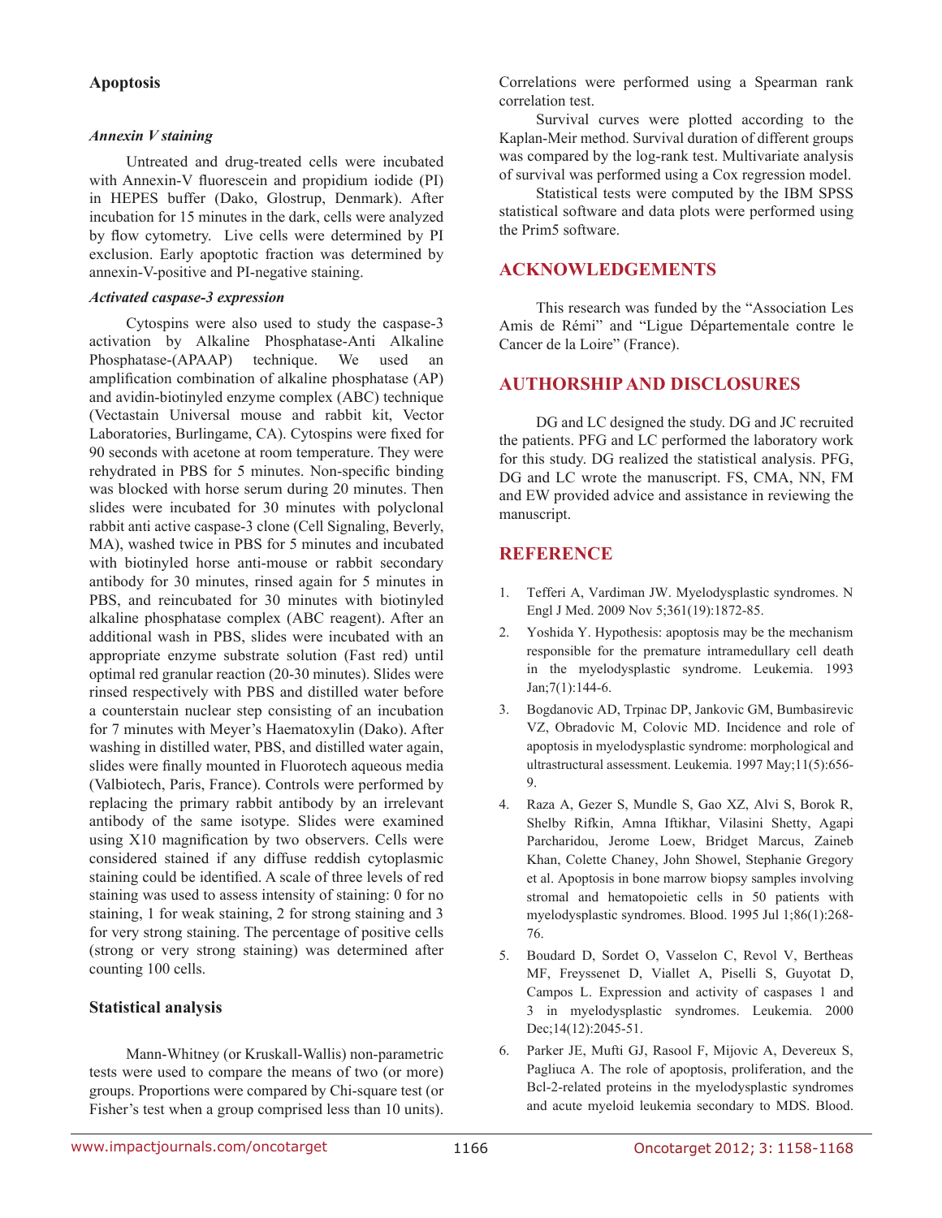## Apoptosis

### *Annexin V staining*

Untreated and drug-treated cells were incubated with Annexin-V fluorescein and propidium iodide (PI) in HEPES buffer (Dako, Glostrup, Denmark). After incubation for 15 minutes in the dark, cells were analyzed by flow cytometry. Live cells were determined by PI exclusion. Early apoptotic fraction was determined by annexin-V-positive and PI-negative staining.

### *Activated caspase-3 expression*

Cytospins were also used to study the caspase-3 activation by Alkaline Phosphatase-Anti Alkaline Phosphatase-(APAAP) technique. We used an amplification combination of alkaline phosphatase (AP) and avidin-biotinyled enzyme complex (ABC) technique (Vectastain Universal mouse and rabbit kit, Vector Laboratories, Burlingame, CA). Cytospins were fixed for 90 seconds with acetone at room temperature. They were rehydrated in PBS for 5 minutes. Non-specific binding was blocked with horse serum during 20 minutes. Then slides were incubated for 30 minutes with polyclonal rabbit anti active caspase-3 clone (Cell Signaling, Beverly, MA), washed twice in PBS for 5 minutes and incubated with biotinyled horse anti-mouse or rabbit secondary antibody for 30 minutes, rinsed again for 5 minutes in PBS, and reincubated for 30 minutes with biotinyled alkaline phosphatase complex (ABC reagent). After an additional wash in PBS, slides were incubated with an appropriate enzyme substrate solution (Fast red) until optimal red granular reaction (20-30 minutes). Slides were rinsed respectively with PBS and distilled water before a counterstain nuclear step consisting of an incubation for 7 minutes with Meyer's Haematoxylin (Dako). After washing in distilled water, PBS, and distilled water again, slides were finally mounted in Fluorotech aqueous media (Valbiotech, Paris, France). Controls were performed by replacing the primary rabbit antibody by an irrelevant antibody of the same isotype. Slides were examined using X10 magnification by two observers. Cells were considered stained if any diffuse reddish cytoplasmic staining could be identified. A scale of three levels of red staining was used to assess intensity of staining: 0 for no staining, 1 for weak staining, 2 for strong staining and 3 for very strong staining. The percentage of positive cells (strong or very strong staining) was determined after counting 100 cells.

## Statistical analysis

Mann-Whitney (or Kruskall-Wallis) non-parametric tests were used to compare the means of two (or more) groups. Proportions were compared by Chi-square test (or Fisher's test when a group comprised less than 10 units). Correlations were performed using a Spearman rank correlation test.

Survival curves were plotted according to the Kaplan-Meir method. Survival duration of different groups was compared by the log-rank test. Multivariate analysis of survival was performed using a Cox regression model.

Statistical tests were computed by the IBM SPSS statistical software and data plots were performed using the Prim5 software.

# ACKNOWLEDGEMENTS

This research was funded by the "Association Les Amis de Rémi" and "Ligue Départementale contre le Cancer de la Loire" (France).

# AUTHORSHIP AND DISCLOSURES

DG and LC designed the study. DG and JC recruited the patients. PFG and LC performed the laboratory work for this study. DG realized the statistical analysis. PFG, DG and LC wrote the manuscript. FS, CMA, NN, FM and EW provided advice and assistance in reviewing the manuscript.

# REFERENCE

1. Tefferi A, Vardiman JW. Myelodysplastic syndromes. N Engl J Med. 2009 Nov 5;361(19):1872-85.
2. Yoshida Y. Hypothesis: apoptosis may be the mechanism responsible for the premature intramedullary cell death in the myelodysplastic syndrome. Leukemia. 1993 Jan;7(1):144-6.
3. Bogdanovic AD, Trpinac DP, Jankovic GM, Bumbasirevic VZ, Obradovic M, Colovic MD. Incidence and role of apoptosis in myelodysplastic syndrome: morphological and ultrastructural assessment. Leukemia. 1997 May;11(5):656-9.
4. Raza A, Gezer S, Mundle S, Gao XZ, Alvi S, Borok R, Shelby Rifkin, Amna Iftikhar, Vilasini Shetty, Agapi Parcharidou, Jerome Loew, Bridget Marcus, Zaineb Khan, Colette Chaney, John Showel, Stephanie Gregory et al. Apoptosis in bone marrow biopsy samples involving stromal and hematopoietic cells in 50 patients with myelodysplastic syndromes. Blood. 1995 Jul 1;86(1):268-76.
5. Boudard D, Sordet O, Vasselon C, Revol V, Bertheas MF, Freyssenet D, Viallet A, Piselli S, Guyotat D, Campos L. Expression and activity of caspases 1 and 3 in myelodysplastic syndromes. Leukemia. 2000 Dec;14(12):2045-51.
6. Parker JE, Mufti GJ, Rasool F, Mijovic A, Devereux S, Pagliuca A. The role of apoptosis, proliferation, and the Bcl-2-related proteins in the myelodysplastic syndromes and acute myeloid leukemia secondary to MDS. Blood.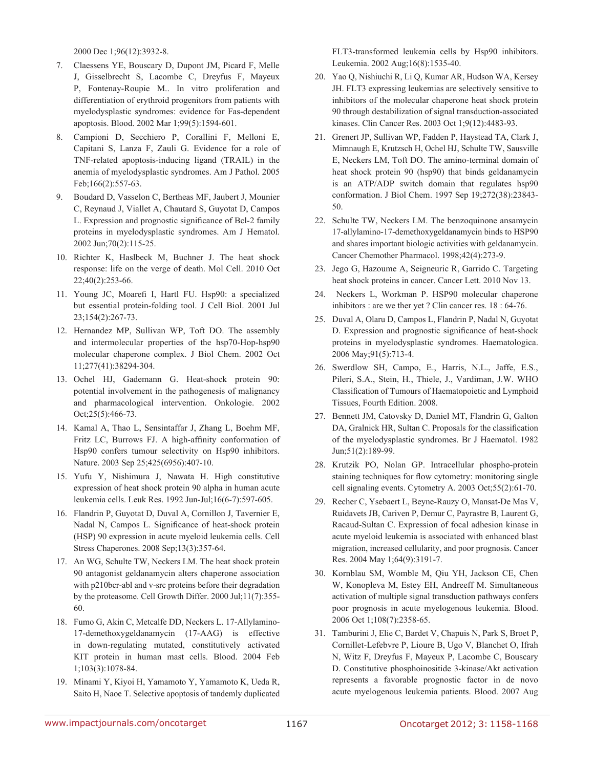2000 Dec 1;96(12):3932-8.

7. Claessens YE, Bouscary D, Dupont JM, Picard F, Melle J, Gisselbrecht S, Lacombe C, Dreyfus F, Mayeux P, Fontenay-Roupie M.. In vitro proliferation and differentiation of erythroid progenitors from patients with myelodysplastic syndromes: evidence for Fas-dependent apoptosis. Blood. 2002 Mar 1;99(5):1594-601.

8. Campioni D, Secchiero P, Corallini F, Melloni E, Capitani S, Lanza F, Zauli G. Evidence for a role of TNF-related apoptosis-inducing ligand (TRAIL) in the anemia of myelodysplastic syndromes. Am J Pathol. 2005 Feb;166(2):557-63.

9. Boudard D, Vasselon C, Bertheas MF, Jaubert J, Mounier C, Reynaud J, Viallet A, Chautard S, Guyotat D, Campos L. Expression and prognostic significance of Bcl-2 family proteins in myelodysplastic syndromes. Am J Hematol. 2002 Jun;70(2):115-25.

10. Richter K, Haslbeck M, Buchner J. The heat shock response: life on the verge of death. Mol Cell. 2010 Oct 22;40(2):253-66.

11. Young JC, Moarefi I, Hartl FU. Hsp90: a specialized but essential protein-folding tool. J Cell Biol. 2001 Jul 23;154(2):267-73.

12. Hernandez MP, Sullivan WP, Toft DO. The assembly and intermolecular properties of the hsp70-Hop-hsp90 molecular chaperone complex. J Biol Chem. 2002 Oct 11;277(41):38294-304.

13. Ochel HJ, Gademann G. Heat-shock protein 90: potential involvement in the pathogenesis of malignancy and pharmacological intervention. Onkologie. 2002 Oct;25(5):466-73.

14. Kamal A, Thao L, Sensintaffar J, Zhang L, Boehm MF, Fritz LC, Burrows FJ. A high-affinity conformation of Hsp90 confers tumour selectivity on Hsp90 inhibitors. Nature. 2003 Sep 25;425(6956):407-10.

15. Yufu Y, Nishimura J, Nawata H. High constitutive expression of heat shock protein 90 alpha in human acute leukemia cells. Leuk Res. 1992 Jun-Jul;16(6-7):597-605.

16. Flandrin P, Guyotat D, Duval A, Cornillon J, Tavernier E, Nadal N, Campos L. Significance of heat-shock protein (HSP) 90 expression in acute myeloid leukemia cells. Cell Stress Chaperones. 2008 Sep;13(3):357-64.

17. An WG, Schulte TW, Neckers LM. The heat shock protein 90 antagonist geldanamycin alters chaperone association with p210bcr-abl and v-src proteins before their degradation by the proteasome. Cell Growth Differ. 2000 Jul;11(7):355-60.

18. Fumo G, Akin C, Metcalfe DD, Neckers L. 17-Allylamino-17-demethoxygeldanamycin (17-AAG) is effective in down-regulating mutated, constitutively activated KIT protein in human mast cells. Blood. 2004 Feb 1;103(3):1078-84.

19. Minami Y, Kiyoi H, Yamamoto Y, Yamamoto K, Ueda R, Saito H, Naoe T. Selective apoptosis of tandemly duplicated FLT3-transformed leukemia cells by Hsp90 inhibitors. Leukemia. 2002 Aug;16(8):1535-40.

20. Yao Q, Nishiuchi R, Li Q, Kumar AR, Hudson WA, Kersey JH. FLT3 expressing leukemias are selectively sensitive to inhibitors of the molecular chaperone heat shock protein 90 through destabilization of signal transduction-associated kinases. Clin Cancer Res. 2003 Oct 1;9(12):4483-93.

21. Grenert JP, Sullivan WP, Fadden P, Haystead TA, Clark J, Mimnaugh E, Krutzsch H, Ochel HJ, Schulte TW, Sausville E, Neckers LM, Toft DO. The amino-terminal domain of heat shock protein 90 (hsp90) that binds geldanamycin is an ATP/ADP switch domain that regulates hsp90 conformation. J Biol Chem. 1997 Sep 19;272(38):23843-50.

22. Schulte TW, Neckers LM. The benzoquinone ansamycin 17-allylamino-17-demethoxygeldanamycin binds to HSP90 and shares important biologic activities with geldanamycin. Cancer Chemother Pharmacol. 1998;42(4):273-9.

23. Jego G, Hazoume A, Seigneuric R, Garrido C. Targeting heat shock proteins in cancer. Cancer Lett. 2010 Nov 13.

24. Neckers L, Workman P. HSP90 molecular chaperone inhibitors : are we ther yet ? Clin cancer res. 18 : 64-76.

25. Duval A, Olaru D, Campos L, Flandrin P, Nadal N, Guyotat D. Expression and prognostic significance of heat-shock proteins in myelodysplastic syndromes. Haematologica. 2006 May;91(5):713-4.

26. Swerdlow SH, Campo, E., Harris, N.L., Jaffe, E.S., Pileri, S.A., Stein, H., Thiele, J., Vardiman, J.W. WHO Classification of Tumours of Haematopoietic and Lymphoid Tissues, Fourth Edition. 2008.

27. Bennett JM, Catovsky D, Daniel MT, Flandrin G, Galton DA, Gralnick HR, Sultan C. Proposals for the classification of the myelodysplastic syndromes. Br J Haematol. 1982 Jun;51(2):189-99.

28. Krutzik PO, Nolan GP. Intracellular phospho-protein staining techniques for flow cytometry: monitoring single cell signaling events. Cytometry A. 2003 Oct;55(2):61-70.

29. Recher C, Ysebaert L, Beyne-Rauzy O, Mansat-De Mas V, Ruidavets JB, Cariven P, Demur C, Payrastre B, Laurent G, Racaud-Sultan C. Expression of focal adhesion kinase in acute myeloid leukemia is associated with enhanced blast migration, increased cellularity, and poor prognosis. Cancer Res. 2004 May 1;64(9):3191-7.

30. Kornblau SM, Womble M, Qiu YH, Jackson CE, Chen W, Konopleva M, Estey EH, Andreeff M. Simultaneous activation of multiple signal transduction pathways confers poor prognosis in acute myelogenous leukemia. Blood. 2006 Oct 1;108(7):2358-65.

31. Tamburini J, Elie C, Bardet V, Chapuis N, Park S, Broet P, Cornillet-Lefebvre P, Lioure B, Ugo V, Blanchet O, Ifrah N, Witz F, Dreyfus F, Mayeux P, Lacombe C, Bouscary D. Constitutive phosphoinositide 3-kinase/Akt activation represents a favorable prognostic factor in de novo acute myelogenous leukemia patients. Blood. 2007 Aug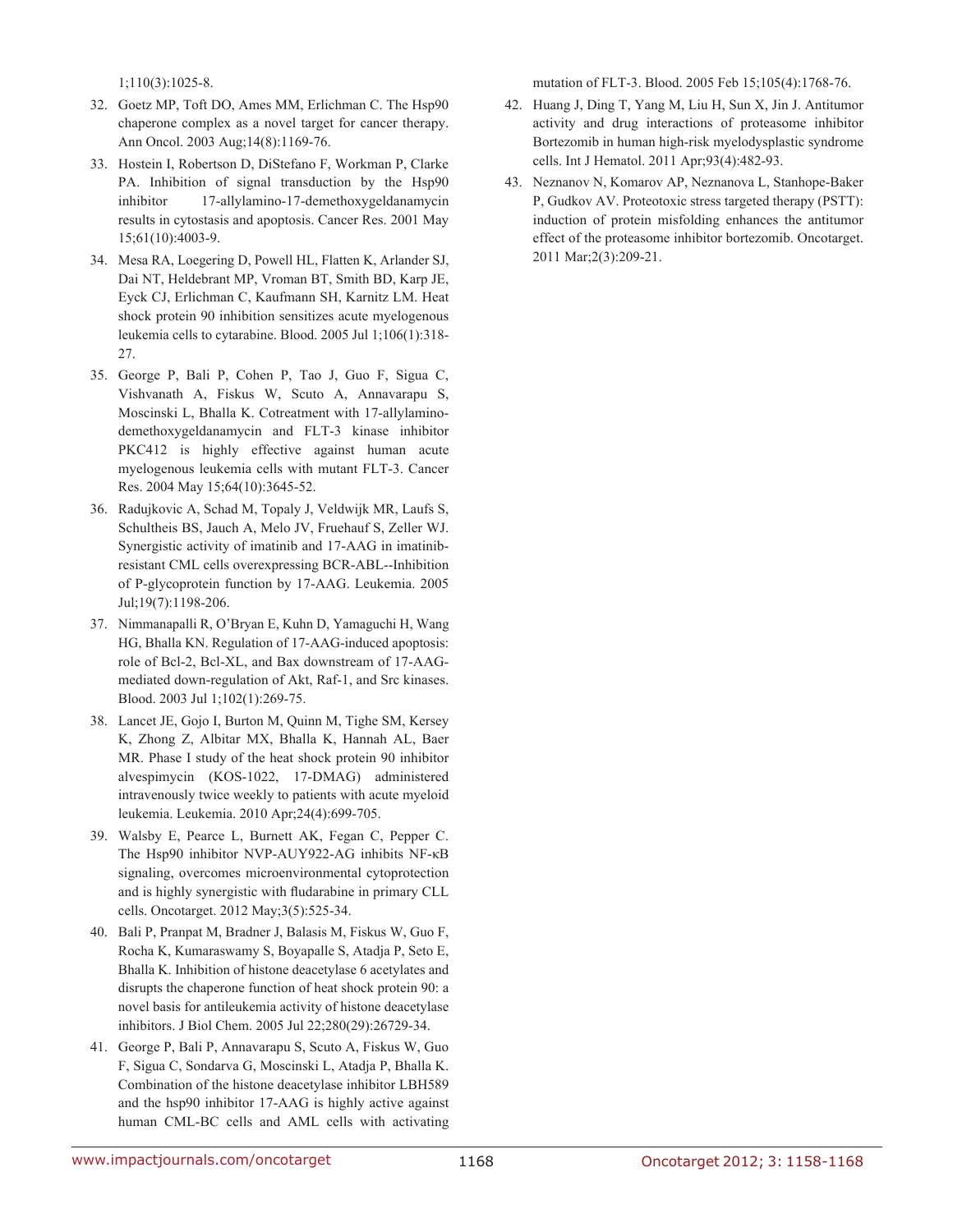1;110(3):1025-8.

32. Goetz MP, Toft DO, Ames MM, Erlichman C. The Hsp90 chaperone complex as a novel target for cancer therapy. Ann Oncol. 2003 Aug;14(8):1169-76.

33. Hostein I, Robertson D, DiStefano F, Workman P, Clarke PA. Inhibition of signal transduction by the Hsp90 inhibitor 17-allylamino-17-demethoxygeldanamycin results in cytostasis and apoptosis. Cancer Res. 2001 May 15;61(10):4003-9.

34. Mesa RA, Loegering D, Powell HL, Flatten K, Arlander SJ, Dai NT, Heldebrant MP, Vroman BT, Smith BD, Karp JE, Eyck CJ, Erlichman C, Kaufmann SH, Karnitz LM. Heat shock protein 90 inhibition sensitizes acute myelogenous leukemia cells to cytarabine. Blood. 2005 Jul 1;106(1):318-27.

35. George P, Bali P, Cohen P, Tao J, Guo F, Sigua C, Vishvanath A, Fiskus W, Scuto A, Annavarapu S, Moscinski L, Bhalla K. Cotreatment with 17-allylamino-demethoxygeldanamycin and FLT-3 kinase inhibitor PKC412 is highly effective against human acute myelogenous leukemia cells with mutant FLT-3. Cancer Res. 2004 May 15;64(10):3645-52.

36. Radujkovic A, Schad M, Topaly J, Veldwijk MR, Laufs S, Schultheis BS, Jauch A, Melo JV, Fruehauf S, Zeller WJ. Synergistic activity of imatinib and 17-AAG in imatinib-resistant CML cells overexpressing BCR-ABL--Inhibition of P-glycoprotein function by 17-AAG. Leukemia. 2005 Jul;19(7):1198-206.

37. Nimmanapalli R, O'Bryan E, Kuhn D, Yamaguchi H, Wang HG, Bhalla KN. Regulation of 17-AAG-induced apoptosis: role of Bcl-2, Bcl-XL, and Bax downstream of 17-AAG-mediated down-regulation of Akt, Raf-1, and Src kinases. Blood. 2003 Jul 1;102(1):269-75.

38. Lancet JE, Gojo I, Burton M, Quinn M, Tighe SM, Kersey K, Zhong Z, Albitar MX, Bhalla K, Hannah AL, Baer MR. Phase I study of the heat shock protein 90 inhibitor alvespimycin (KOS-1022, 17-DMAG) administered intravenously twice weekly to patients with acute myeloid leukemia. Leukemia. 2010 Apr;24(4):699-705.

39. Walsby E, Pearce L, Burnett AK, Fegan C, Pepper C. The Hsp90 inhibitor NVP-AUY922-AG inhibits NF-κB signaling, overcomes microenvironmental cytoprotection and is highly synergistic with fludarabine in primary CLL cells. Oncotarget. 2012 May;3(5):525-34.

40. Bali P, Pranpat M, Bradner J, Balasis M, Fiskus W, Guo F, Rocha K, Kumaraswamy S, Boyapalle S, Atadja P, Seto E, Bhalla K. Inhibition of histone deacetylase 6 acetylates and disrupts the chaperone function of heat shock protein 90: a novel basis for antileukemia activity of histone deacetylase inhibitors. J Biol Chem. 2005 Jul 22;280(29):26729-34.

41. George P, Bali P, Annavarapu S, Scuto A, Fiskus W, Guo F, Sigua C, Sondarva G, Moscinski L, Atadja P, Bhalla K. Combination of the histone deacetylase inhibitor LBH589 and the hsp90 inhibitor 17-AAG is highly active against human CML-BC cells and AML cells with activating mutation of FLT-3. Blood. 2005 Feb 15;105(4):1768-76.

42. Huang J, Ding T, Yang M, Liu H, Sun X, Jin J. Antitumor activity and drug interactions of proteasome inhibitor Bortezomib in human high-risk myelodysplastic syndrome cells. Int J Hematol. 2011 Apr;93(4):482-93.

43. Neznanov N, Komarov AP, Neznanova L, Stanhope-Baker P, Gudkov AV. Proteotoxic stress targeted therapy (PSTT): induction of protein misfolding enhances the antitumor effect of the proteasome inhibitor bortezomib. Oncotarget. 2011 Mar;2(3):209-21.